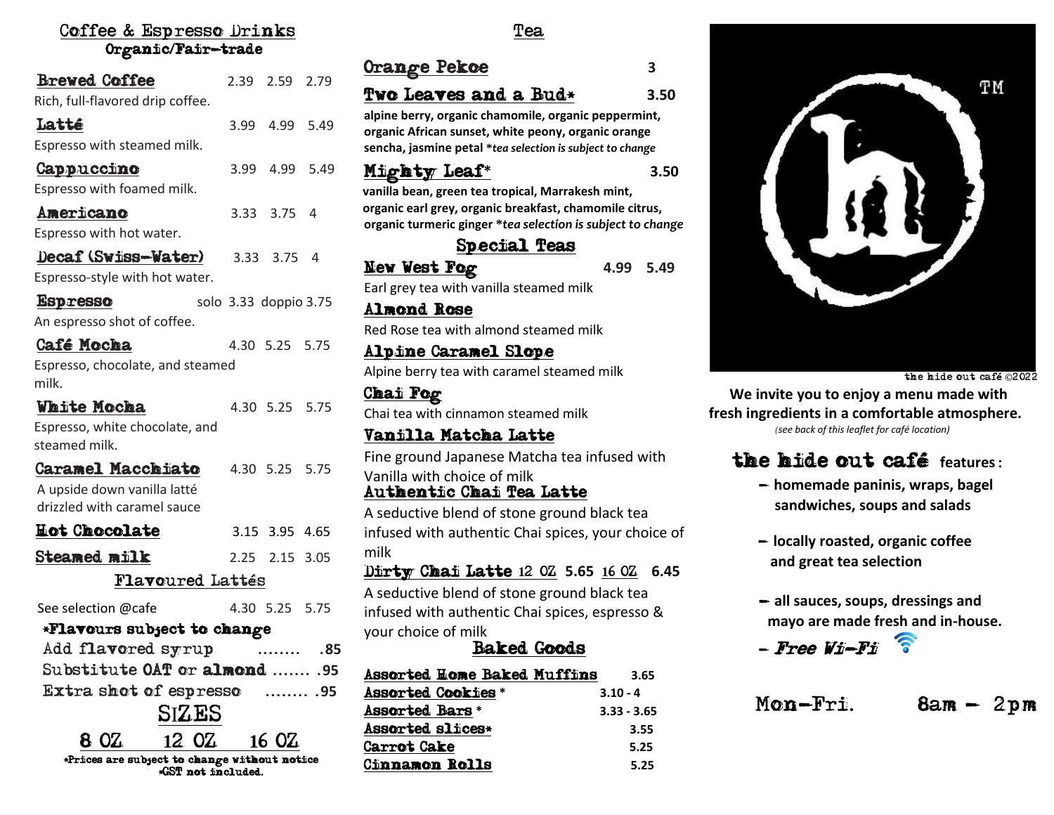## Coffee & Espresso Drinks

### Organic/Fair-trade

**Brewed Coffee** 2.39 2.59 2.79
Rich, full-flavored drip coffee.

**Latté** 3.99 4.99 5.49
Espresso with steamed milk.

**Cappuccino** 3.99 4.99 5.49
Espresso with foamed milk.

**Americano** 3.33 3.75 4
Espresso with hot water.

**Decaf (Swiss-Water)** 3.33 3.75 4
Espresso-style with hot water.

**Espresso** solo 3.33 doppio 3.75
An espresso shot of coffee.

**Café Mocha** 4.30 5.25 5.75
Espresso, chocolate, and steamed milk.

**White Mocha** 4.30 5.25 5.75
Espresso, white chocolate, and steamed milk.

**Caramel Macchiato** 4.30 5.25 5.75
A upside down vanilla latté drizzled with caramel sauce

**Hot Chocolate** 3.15 3.95 4.65

**Steamed milk** 2.25 2.15 3.05

### Flavoured Lattés

See selection @cafe 4.30 5.25 5.75

***Flavours subject to change**

Add flavored syrup ........ .85
Substitute OAT or almond ....... .95
Extra shot of espresso ........ .95

### SIZES

8 OZ 12 OZ 16 OZ

*Prices are subject to change without notice
*GST not included.

## Tea

**Orange Pekoe** 3

**Two Leaves and a Bud*** 3.50
**alpine berry, organic chamomile, organic peppermint, organic African sunset, white peony, organic orange sencha, jasmine petal** ***tea selection is subject to change***

**Mighty Leaf*** 3.50
**vanilla bean, green tea tropical, Marrakesh mint, organic earl grey, organic breakfast, chamomile citrus, organic turmeric ginger** ***tea selection is subject to change***

### Special Teas

**New West Fog** 4.99 5.49
Earl grey tea with vanilla steamed milk

**Almond Rose**
Red Rose tea with almond steamed milk

**Alpine Caramel Slope**
Alpine berry tea with caramel steamed milk

**Chai Fog**
Chai tea with cinnamon steamed milk

**Vanilla Matcha Latte**
Fine ground Japanese Matcha tea infused with Vanilla with choice of milk

**Authentic Chai Tea Latte**
A seductive blend of stone ground black tea infused with authentic Chai spices, your choice of milk

**Dirty Chai Latte** 12 OZ **5.65** 16 OZ **6.45**
A seductive blend of stone ground black tea infused with authentic Chai spices, espresso & your choice of milk

### Baked Goods

| Item | Price |
|---|---|
| Assorted Home Baked Muffins | 3.65 |
| Assorted Cookies * | 3.10 - 4 |
| Assorted Bars * | 3.33 - 3.65 |
| Assorted slices* | 3.55 |
| Carrot Cake | 5.25 |
| Cinnamon Rolls | 5.25 |

TM

the hide out café ©2022

**We invite you to enjoy a menu made with fresh ingredients in a comfortable atmosphere.**
*(see back of this leaflet for café location)*

**the hide out café features:**

- **homemade paninis, wraps, bagel sandwiches, soups and salads**
- **locally roasted, organic coffee and great tea selection**
- **all sauces, soups, dressings and mayo are made fresh and in-house.**
- ***Free Wi-Fi***

Mon-Fri. 8am - 2pm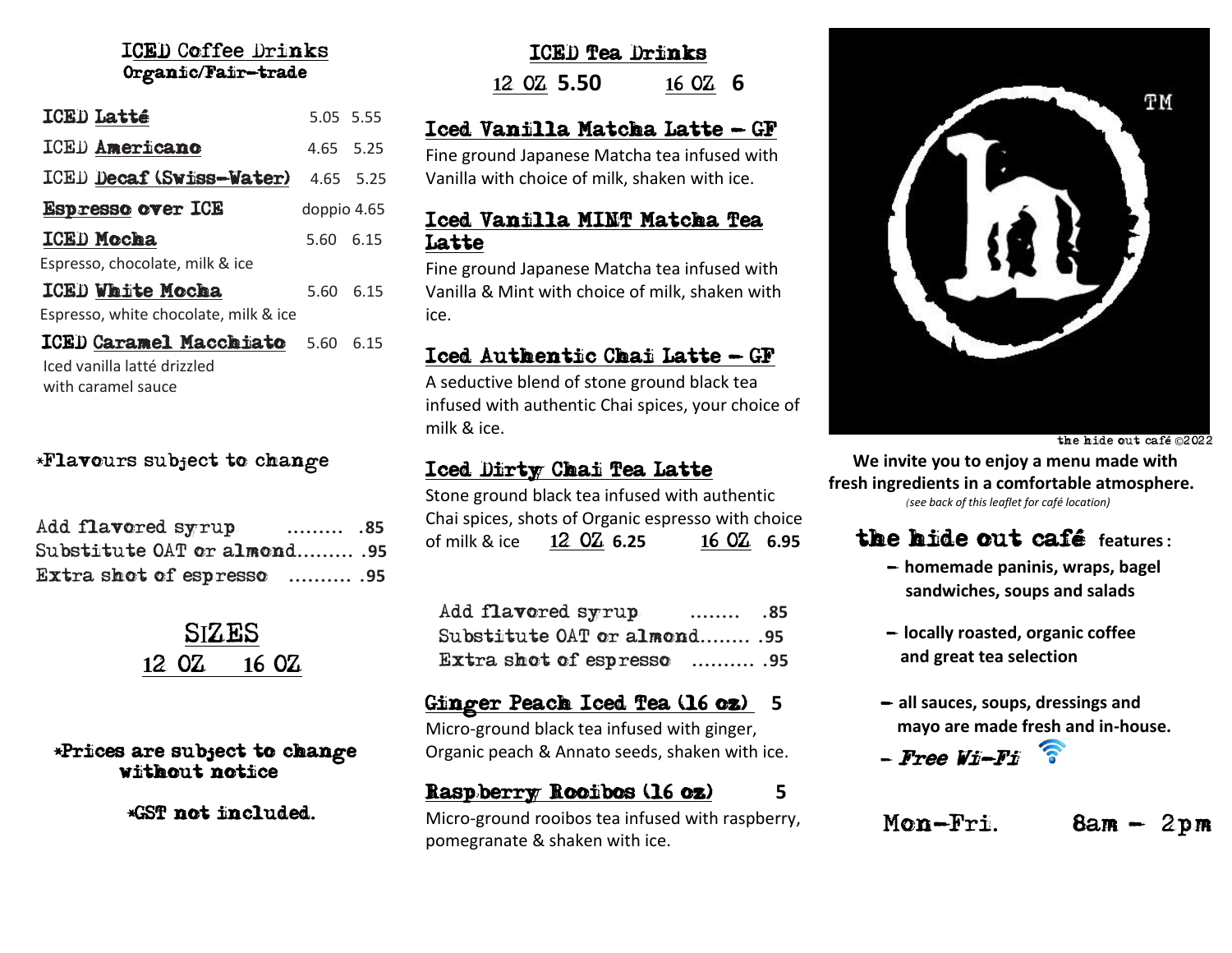## ICED Coffee Drinks
**Organic/Fair-trade**

| | 12 OZ | 16 OZ |
|---|---|---|
| ICED Latté | 5.05 | 5.55 |
| ICED Americano | 4.65 | 5.25 |
| ICED Decaf (Swiss-Water) | 4.65 | 5.25 |
| Espresso over ICE | doppio 4.65 | |
| ICED Mocha<br>Espresso, chocolate, milk & ice | 5.60 | 6.15 |
| ICED White Mocha<br>Espresso, white chocolate, milk & ice | 5.60 | 6.15 |
| ICED Caramel Macchiato<br>Iced vanilla latté drizzled with caramel sauce | 5.60 | 6.15 |

*Flavours subject to change

Add flavored syrup ......... .85
Substitute OAT or almond......... .95
Extra shot of espresso .......... .95

### SIZES
12 OZ 16 OZ

**\*Prices are subject to change without notice**

**\*GST not included.**

## ICED Tea Drinks
12 OZ **5.50** 16 OZ **6**

### Iced Vanilla Matcha Latte – GF
Fine ground Japanese Matcha tea infused with Vanilla with choice of milk, shaken with ice.

### Iced Vanilla MINT Matcha Tea Latte
Fine ground Japanese Matcha tea infused with Vanilla & Mint with choice of milk, shaken with ice.

### Iced Authentic Chai Latte – GF
A seductive blend of stone ground black tea infused with authentic Chai spices, your choice of milk & ice.

### Iced Dirty Chai Tea Latte
Stone ground black tea infused with authentic Chai spices, shots of Organic espresso with choice of milk & ice 12 OZ **6.25** 16 OZ **6.95**

Add flavored syrup ........ .85
Substitute OAT or almond........ .95
Extra shot of espresso .......... .95

### Ginger Peach Iced Tea (16 oz) 5
Micro-ground black tea infused with ginger, Organic peach & Annato seeds, shaken with ice.

### Raspberry Rooibos (16 oz) 5
Micro-ground rooibos tea infused with raspberry, pomegranate & shaken with ice.

TM

the hide out café ©2022

**We invite you to enjoy a menu made with fresh ingredients in a comfortable atmosphere.**

*(see back of this leaflet for café location)*

## the hide out café features:

- **homemade paninis, wraps, bagel sandwiches, soups and salads**
- **locally roasted, organic coffee and great tea selection**
- **all sauces, soups, dressings and mayo are made fresh and in-house.**
- ***Free Wi-Fi***

Mon-Fri. 8am – 2pm